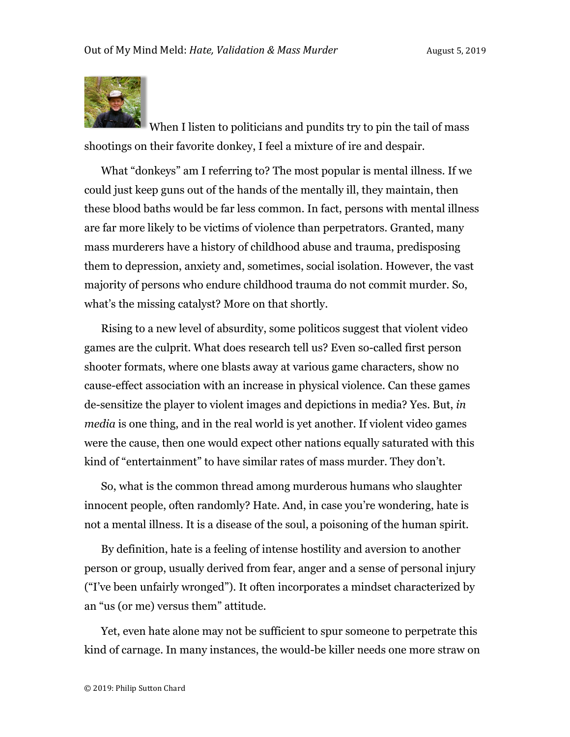# Out of My Mind Meld: *Hate, Validation & Mass Murder*

August 5, 2019

When I listen to politicians and pundits try to pin the tail of mass shootings on their favorite donkey, I feel a mixture of ire and despair.

What "donkeys" am I referring to? The most popular is mental illness. If we could just keep guns out of the hands of the mentally ill, they maintain, then these blood baths would be far less common. In fact, persons with mental illness are far more likely to be victims of violence than perpetrators. Granted, many mass murderers have a history of childhood abuse and trauma, predisposing them to depression, anxiety and, sometimes, social isolation. However, the vast majority of persons who endure childhood trauma do not commit murder. So, what's the missing catalyst? More on that shortly.

Rising to a new level of absurdity, some politicos suggest that violent video games are the culprit. What does research tell us? Even so-called first person shooter formats, where one blasts away at various game characters, show no cause-effect association with an increase in physical violence. Can these games de-sensitize the player to violent images and depictions in media? Yes. But, *in media* is one thing, and in the real world is yet another. If violent video games were the cause, then one would expect other nations equally saturated with this kind of "entertainment" to have similar rates of mass murder. They don't.

So, what is the common thread among murderous humans who slaughter innocent people, often randomly? Hate. And, in case you're wondering, hate is not a mental illness. It is a disease of the soul, a poisoning of the human spirit.

By definition, hate is a feeling of intense hostility and aversion to another person or group, usually derived from fear, anger and a sense of personal injury ("I've been unfairly wronged"). It often incorporates a mindset characterized by an "us (or me) versus them" attitude.

Yet, even hate alone may not be sufficient to spur someone to perpetrate this kind of carnage. In many instances, the would-be killer needs one more straw on

© 2019: Philip Sutton Chard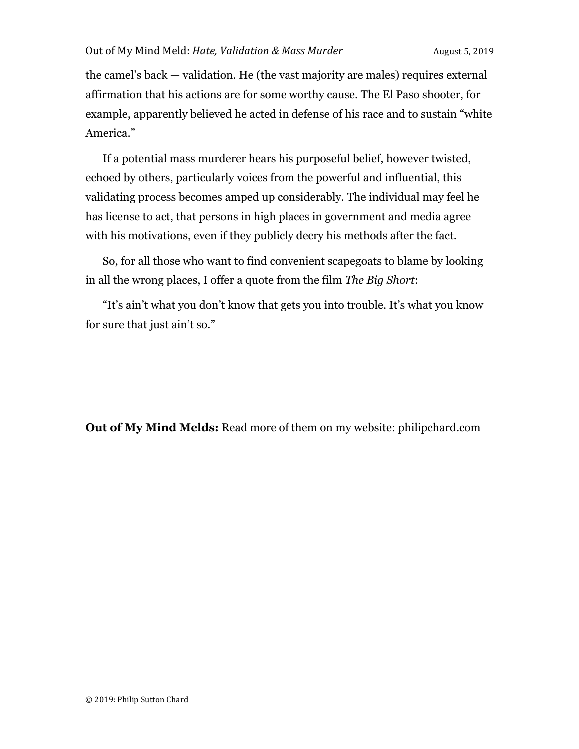the camel's back — validation. He (the vast majority are males) requires external affirmation that his actions are for some worthy cause. The El Paso shooter, for example, apparently believed he acted in defense of his race and to sustain "white America."

If a potential mass murderer hears his purposeful belief, however twisted, echoed by others, particularly voices from the powerful and influential, this validating process becomes amped up considerably. The individual may feel he has license to act, that persons in high places in government and media agree with his motivations, even if they publicly decry his methods after the fact.

So, for all those who want to find convenient scapegoats to blame by looking in all the wrong places, I offer a quote from the film *The Big Short*:

"It's ain't what you don't know that gets you into trouble. It's what you know for sure that just ain't so."

**Out of My Mind Melds:** Read more of them on my website: philipchard.com